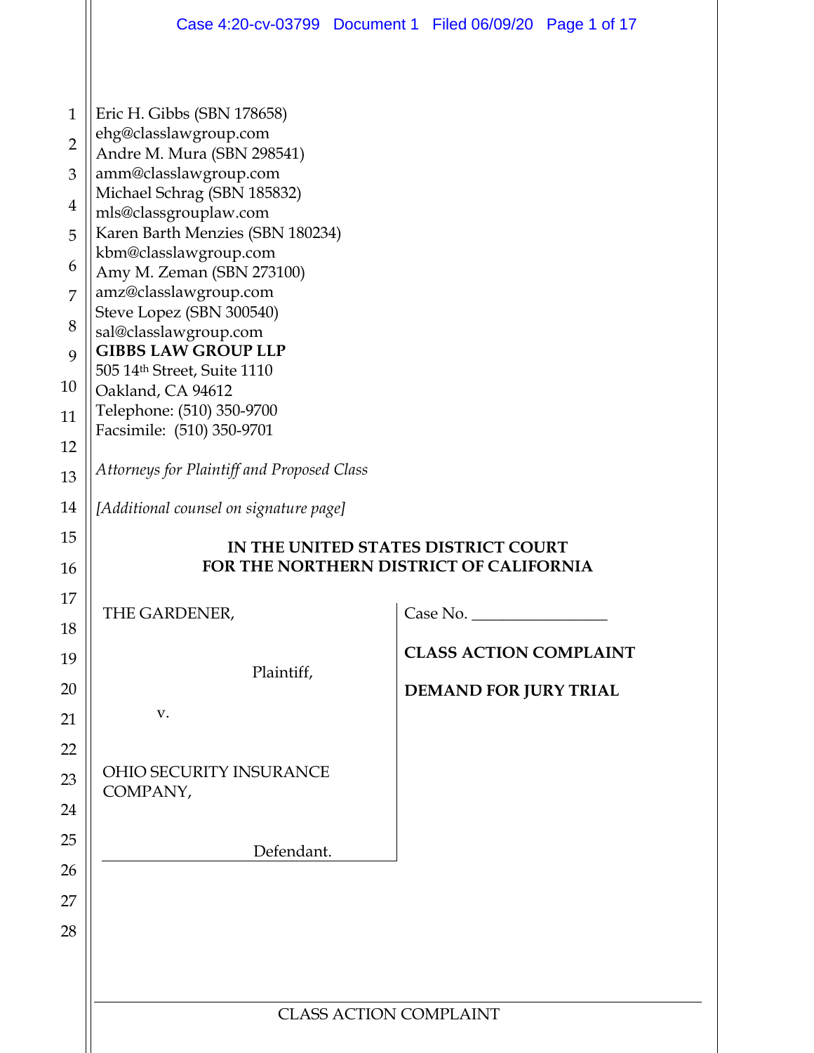Eric H. Gibbs (SBN 178658)
ehg@classlawgroup.com
Andre M. Mura (SBN 298541)
amm@classlawgroup.com
Michael Schrag (SBN 185832)
mls@classgrouplaw.com
Karen Barth Menzies (SBN 180234)
kbm@classlawgroup.com
Amy M. Zeman (SBN 273100)
amz@classlawgroup.com
Steve Lopez (SBN 300540)
sal@classlawgroup.com
**GIBBS LAW GROUP LLP**
505 14th Street, Suite 1110
Oakland, CA 94612
Telephone: (510) 350-9700
Facsimile: (510) 350-9701

*Attorneys for Plaintiff and Proposed Class*

*[Additional counsel on signature page]*

**IN THE UNITED STATES DISTRICT COURT**
**FOR THE NORTHERN DISTRICT OF CALIFORNIA**

THE GARDENER,

Plaintiff,

v.

OHIO SECURITY INSURANCE COMPANY,

Defendant.

Case No. _______________

**CLASS ACTION COMPLAINT**

**DEMAND FOR JURY TRIAL**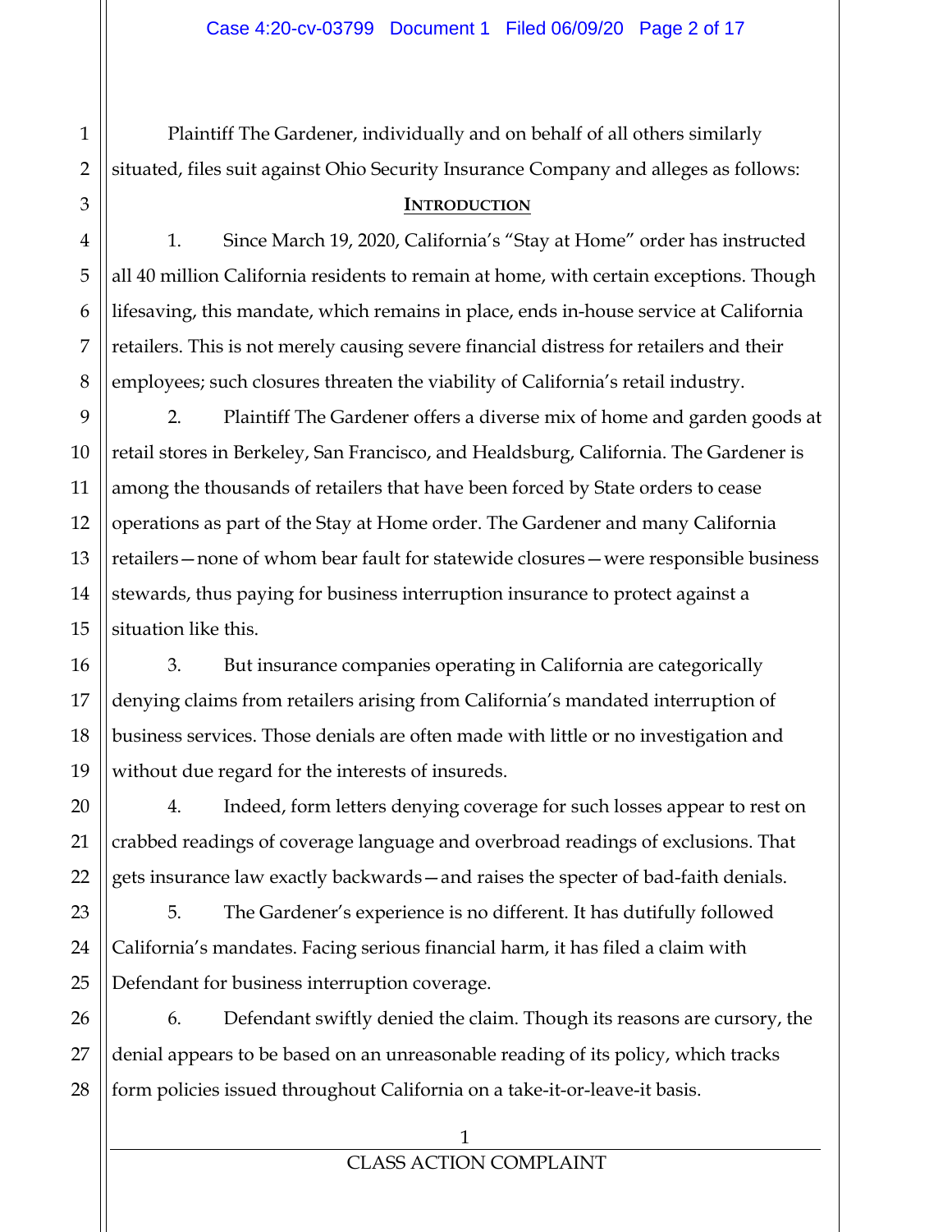Plaintiff The Gardener, individually and on behalf of all others similarly situated, files suit against Ohio Security Insurance Company and alleges as follows:

## INTRODUCTION

1. Since March 19, 2020, California's "Stay at Home" order has instructed all 40 million California residents to remain at home, with certain exceptions. Though lifesaving, this mandate, which remains in place, ends in-house service at California retailers. This is not merely causing severe financial distress for retailers and their employees; such closures threaten the viability of California's retail industry.

2. Plaintiff The Gardener offers a diverse mix of home and garden goods at retail stores in Berkeley, San Francisco, and Healdsburg, California. The Gardener is among the thousands of retailers that have been forced by State orders to cease operations as part of the Stay at Home order. The Gardener and many California retailers—none of whom bear fault for statewide closures—were responsible business stewards, thus paying for business interruption insurance to protect against a situation like this.

3. But insurance companies operating in California are categorically denying claims from retailers arising from California's mandated interruption of business services. Those denials are often made with little or no investigation and without due regard for the interests of insureds.

4. Indeed, form letters denying coverage for such losses appear to rest on crabbed readings of coverage language and overbroad readings of exclusions. That gets insurance law exactly backwards—and raises the specter of bad-faith denials.

5. The Gardener's experience is no different. It has dutifully followed California's mandates. Facing serious financial harm, it has filed a claim with Defendant for business interruption coverage.

6. Defendant swiftly denied the claim. Though its reasons are cursory, the denial appears to be based on an unreasonable reading of its policy, which tracks form policies issued throughout California on a take-it-or-leave-it basis.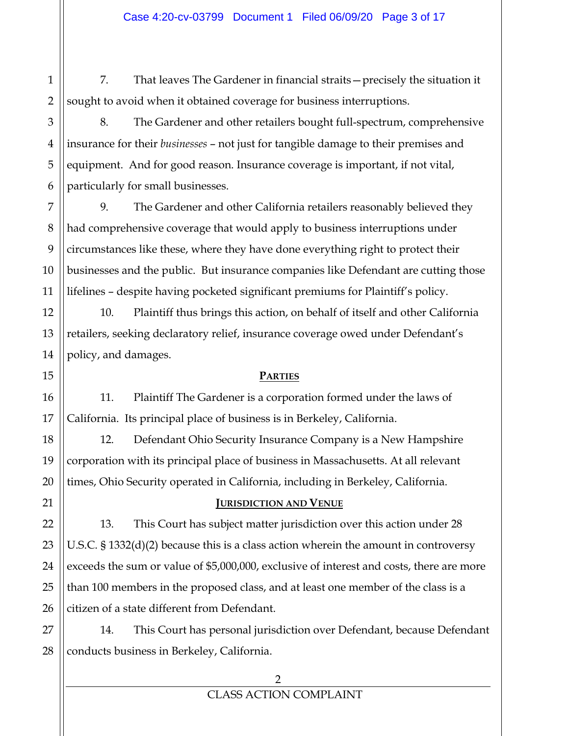7. That leaves The Gardener in financial straits—precisely the situation it sought to avoid when it obtained coverage for business interruptions.

8. The Gardener and other retailers bought full-spectrum, comprehensive insurance for their *businesses* – not just for tangible damage to their premises and equipment. And for good reason. Insurance coverage is important, if not vital, particularly for small businesses.

9. The Gardener and other California retailers reasonably believed they had comprehensive coverage that would apply to business interruptions under circumstances like these, where they have done everything right to protect their businesses and the public. But insurance companies like Defendant are cutting those lifelines – despite having pocketed significant premiums for Plaintiff's policy.

10. Plaintiff thus brings this action, on behalf of itself and other California retailers, seeking declaratory relief, insurance coverage owed under Defendant's policy, and damages.

## PARTIES

11. Plaintiff The Gardener is a corporation formed under the laws of California. Its principal place of business is in Berkeley, California.

12. Defendant Ohio Security Insurance Company is a New Hampshire corporation with its principal place of business in Massachusetts. At all relevant times, Ohio Security operated in California, including in Berkeley, California.

## JURISDICTION AND VENUE

13. This Court has subject matter jurisdiction over this action under 28 U.S.C. § 1332(d)(2) because this is a class action wherein the amount in controversy exceeds the sum or value of $5,000,000, exclusive of interest and costs, there are more than 100 members in the proposed class, and at least one member of the class is a citizen of a state different from Defendant.

14. This Court has personal jurisdiction over Defendant, because Defendant conducts business in Berkeley, California.

CLASS ACTION COMPLAINT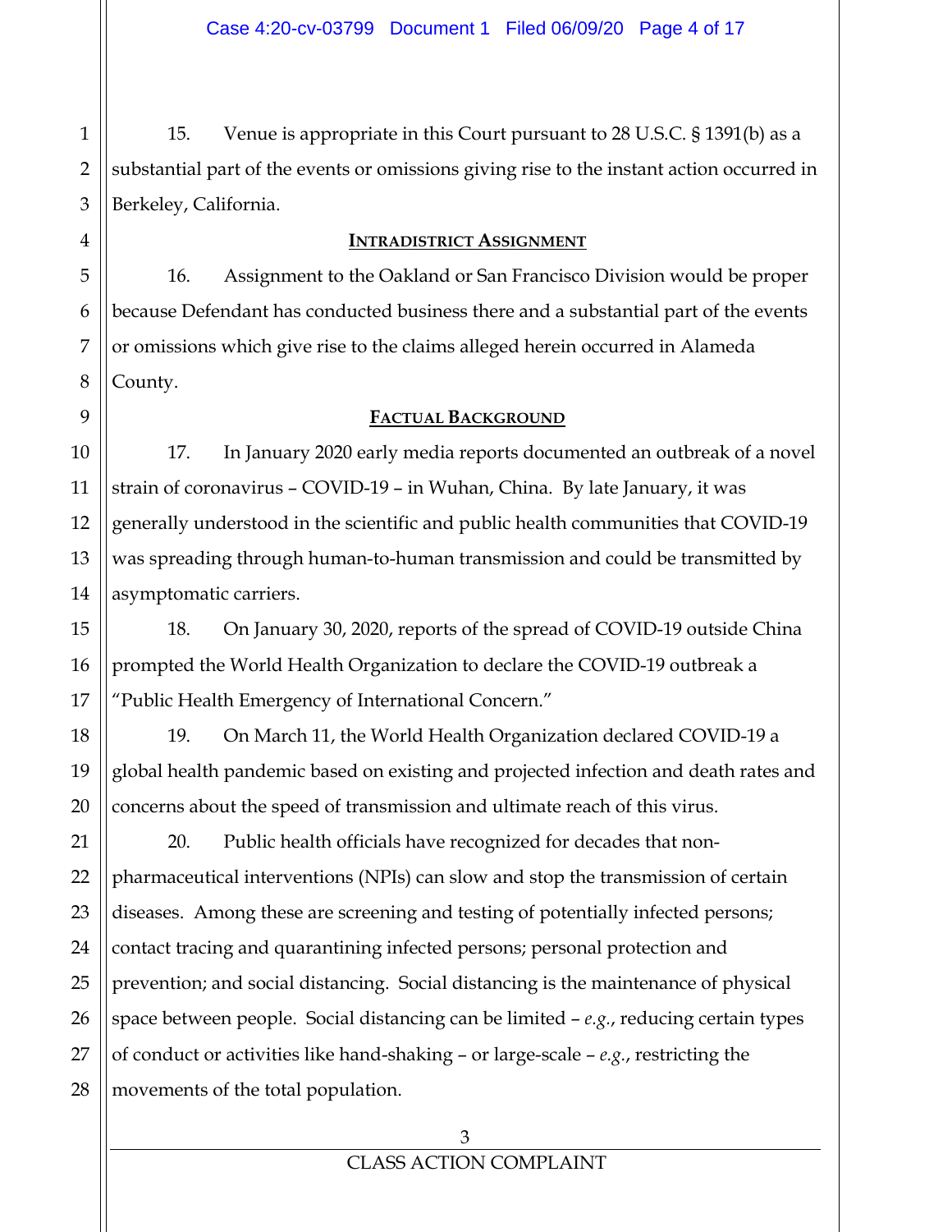15. Venue is appropriate in this Court pursuant to 28 U.S.C. § 1391(b) as a substantial part of the events or omissions giving rise to the instant action occurred in Berkeley, California.

## INTRADISTRICT ASSIGNMENT

16. Assignment to the Oakland or San Francisco Division would be proper because Defendant has conducted business there and a substantial part of the events or omissions which give rise to the claims alleged herein occurred in Alameda County.

## FACTUAL BACKGROUND

17. In January 2020 early media reports documented an outbreak of a novel strain of coronavirus – COVID-19 – in Wuhan, China. By late January, it was generally understood in the scientific and public health communities that COVID-19 was spreading through human-to-human transmission and could be transmitted by asymptomatic carriers.

18. On January 30, 2020, reports of the spread of COVID-19 outside China prompted the World Health Organization to declare the COVID-19 outbreak a "Public Health Emergency of International Concern."

19. On March 11, the World Health Organization declared COVID-19 a global health pandemic based on existing and projected infection and death rates and concerns about the speed of transmission and ultimate reach of this virus.

20. Public health officials have recognized for decades that non-pharmaceutical interventions (NPIs) can slow and stop the transmission of certain diseases. Among these are screening and testing of potentially infected persons; contact tracing and quarantining infected persons; personal protection and prevention; and social distancing. Social distancing is the maintenance of physical space between people. Social distancing can be limited – *e.g.*, reducing certain types of conduct or activities like hand-shaking – or large-scale – *e.g.*, restricting the movements of the total population.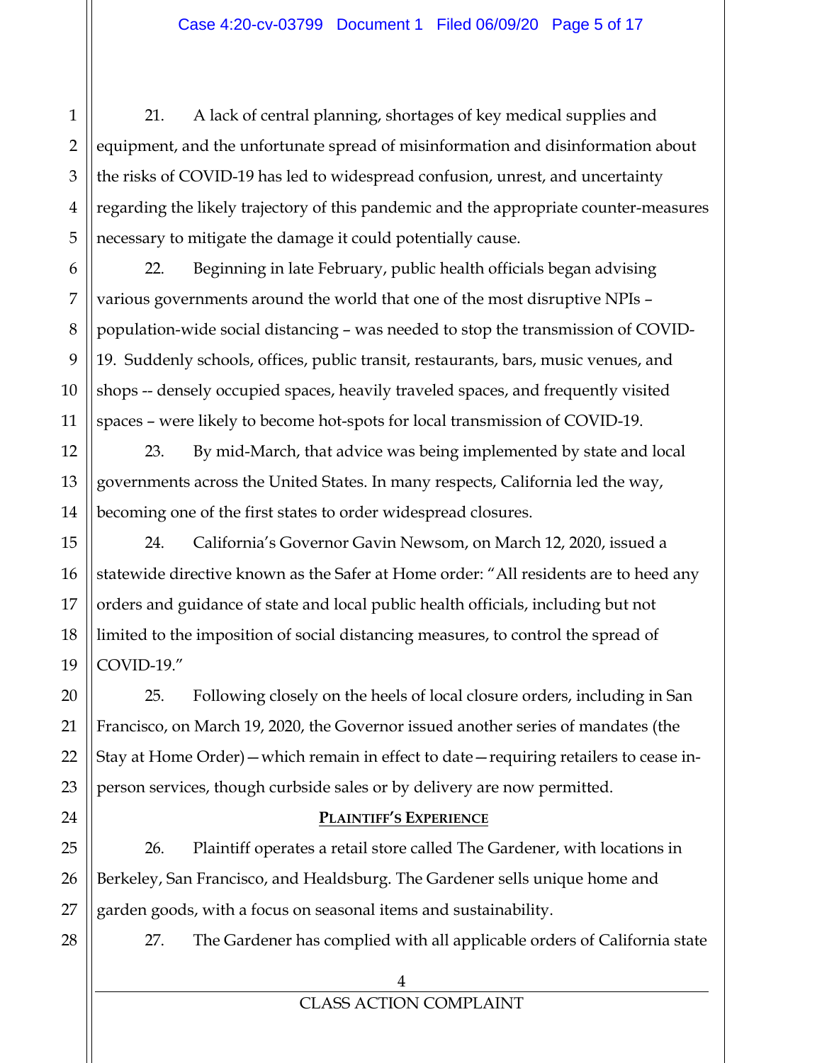21. A lack of central planning, shortages of key medical supplies and equipment, and the unfortunate spread of misinformation and disinformation about the risks of COVID-19 has led to widespread confusion, unrest, and uncertainty regarding the likely trajectory of this pandemic and the appropriate counter-measures necessary to mitigate the damage it could potentially cause.

22. Beginning in late February, public health officials began advising various governments around the world that one of the most disruptive NPIs – population-wide social distancing – was needed to stop the transmission of COVID-19. Suddenly schools, offices, public transit, restaurants, bars, music venues, and shops -- densely occupied spaces, heavily traveled spaces, and frequently visited spaces – were likely to become hot-spots for local transmission of COVID-19.

23. By mid-March, that advice was being implemented by state and local governments across the United States. In many respects, California led the way, becoming one of the first states to order widespread closures.

24. California's Governor Gavin Newsom, on March 12, 2020, issued a statewide directive known as the Safer at Home order: "All residents are to heed any orders and guidance of state and local public health officials, including but not limited to the imposition of social distancing measures, to control the spread of COVID-19."

25. Following closely on the heels of local closure orders, including in San Francisco, on March 19, 2020, the Governor issued another series of mandates (the Stay at Home Order)—which remain in effect to date—requiring retailers to cease in-person services, though curbside sales or by delivery are now permitted.

**PLAINTIFF'S EXPERIENCE**

26. Plaintiff operates a retail store called The Gardener, with locations in Berkeley, San Francisco, and Healdsburg. The Gardener sells unique home and garden goods, with a focus on seasonal items and sustainability.

27. The Gardener has complied with all applicable orders of California state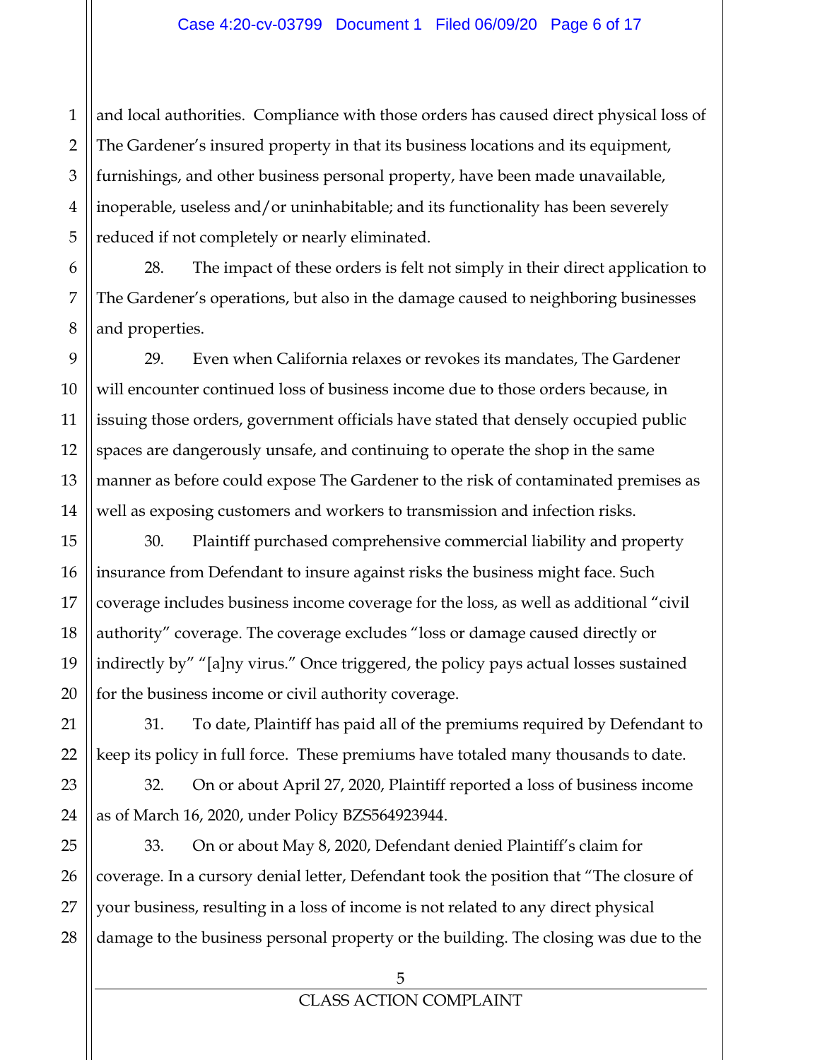and local authorities. Compliance with those orders has caused direct physical loss of The Gardener's insured property in that its business locations and its equipment, furnishings, and other business personal property, have been made unavailable, inoperable, useless and/or uninhabitable; and its functionality has been severely reduced if not completely or nearly eliminated.

28. The impact of these orders is felt not simply in their direct application to The Gardener's operations, but also in the damage caused to neighboring businesses and properties.

29. Even when California relaxes or revokes its mandates, The Gardener will encounter continued loss of business income due to those orders because, in issuing those orders, government officials have stated that densely occupied public spaces are dangerously unsafe, and continuing to operate the shop in the same manner as before could expose The Gardener to the risk of contaminated premises as well as exposing customers and workers to transmission and infection risks.

30. Plaintiff purchased comprehensive commercial liability and property insurance from Defendant to insure against risks the business might face. Such coverage includes business income coverage for the loss, as well as additional "civil authority" coverage. The coverage excludes "loss or damage caused directly or indirectly by" "[a]ny virus." Once triggered, the policy pays actual losses sustained for the business income or civil authority coverage.

31. To date, Plaintiff has paid all of the premiums required by Defendant to keep its policy in full force. These premiums have totaled many thousands to date.

32. On or about April 27, 2020, Plaintiff reported a loss of business income as of March 16, 2020, under Policy BZS564923944.

33. On or about May 8, 2020, Defendant denied Plaintiff's claim for coverage. In a cursory denial letter, Defendant took the position that "The closure of your business, resulting in a loss of income is not related to any direct physical damage to the business personal property or the building. The closing was due to the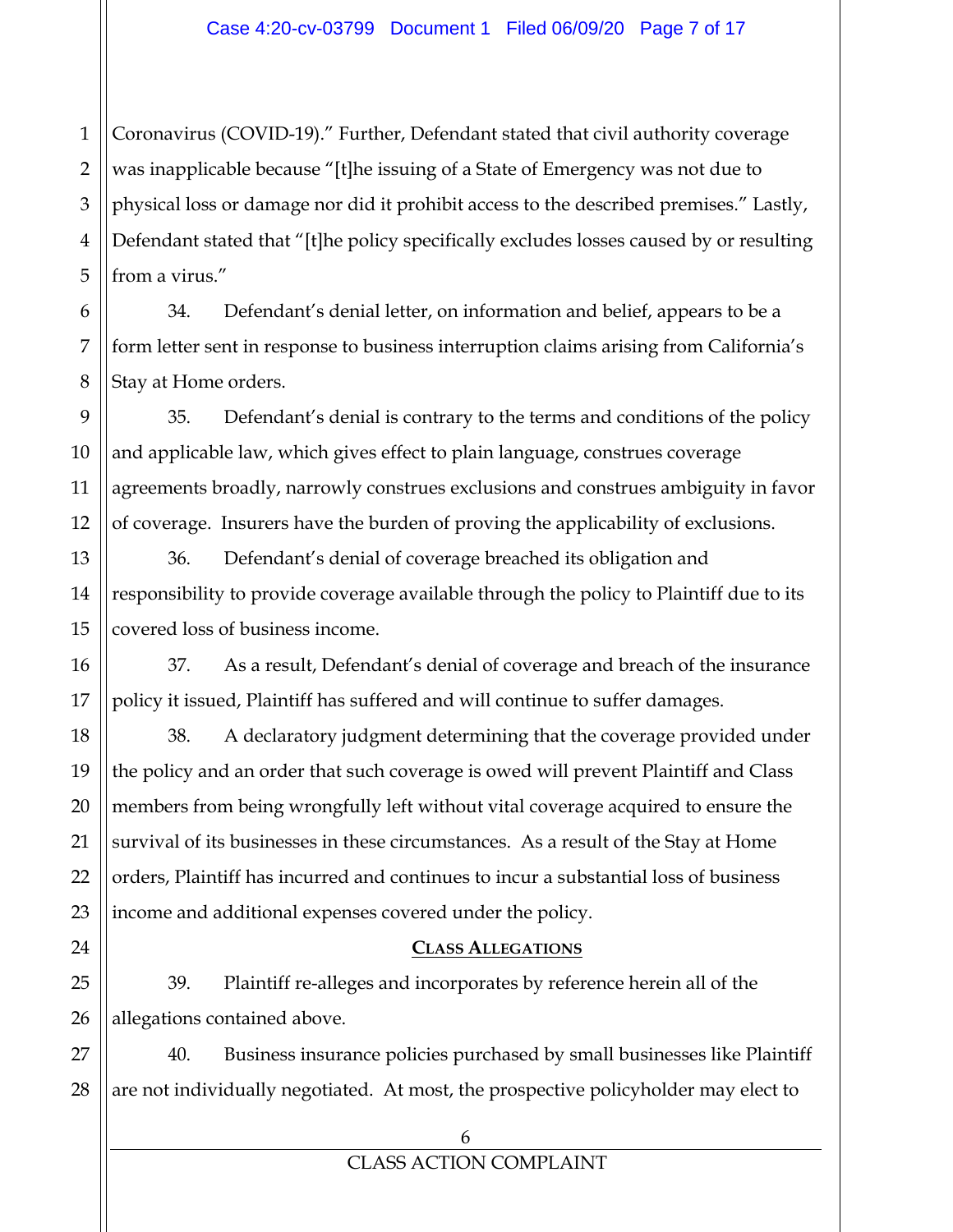Coronavirus (COVID-19)." Further, Defendant stated that civil authority coverage was inapplicable because "[t]he issuing of a State of Emergency was not due to physical loss or damage nor did it prohibit access to the described premises." Lastly, Defendant stated that "[t]he policy specifically excludes losses caused by or resulting from a virus."

34. Defendant's denial letter, on information and belief, appears to be a form letter sent in response to business interruption claims arising from California's Stay at Home orders.

35. Defendant's denial is contrary to the terms and conditions of the policy and applicable law, which gives effect to plain language, construes coverage agreements broadly, narrowly construes exclusions and construes ambiguity in favor of coverage. Insurers have the burden of proving the applicability of exclusions.

36. Defendant's denial of coverage breached its obligation and responsibility to provide coverage available through the policy to Plaintiff due to its covered loss of business income.

37. As a result, Defendant's denial of coverage and breach of the insurance policy it issued, Plaintiff has suffered and will continue to suffer damages.

38. A declaratory judgment determining that the coverage provided under the policy and an order that such coverage is owed will prevent Plaintiff and Class members from being wrongfully left without vital coverage acquired to ensure the survival of its businesses in these circumstances. As a result of the Stay at Home orders, Plaintiff has incurred and continues to incur a substantial loss of business income and additional expenses covered under the policy.

## CLASS ALLEGATIONS

39. Plaintiff re-alleges and incorporates by reference herein all of the allegations contained above.

40. Business insurance policies purchased by small businesses like Plaintiff are not individually negotiated. At most, the prospective policyholder may elect to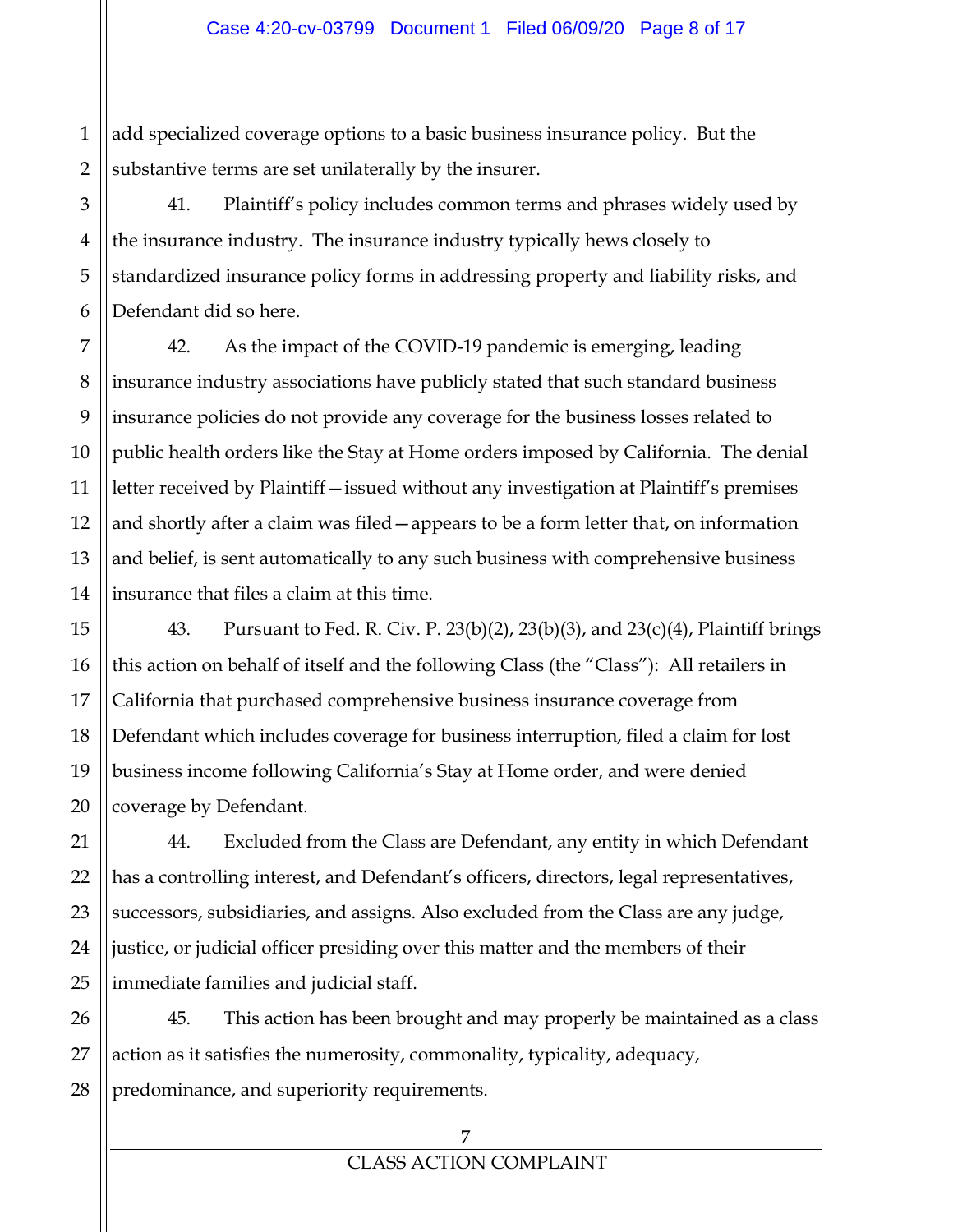add specialized coverage options to a basic business insurance policy. But the substantive terms are set unilaterally by the insurer.

41. Plaintiff's policy includes common terms and phrases widely used by the insurance industry. The insurance industry typically hews closely to standardized insurance policy forms in addressing property and liability risks, and Defendant did so here.

42. As the impact of the COVID-19 pandemic is emerging, leading insurance industry associations have publicly stated that such standard business insurance policies do not provide any coverage for the business losses related to public health orders like the Stay at Home orders imposed by California. The denial letter received by Plaintiff—issued without any investigation at Plaintiff's premises and shortly after a claim was filed—appears to be a form letter that, on information and belief, is sent automatically to any such business with comprehensive business insurance that files a claim at this time.

43. Pursuant to Fed. R. Civ. P. 23(b)(2), 23(b)(3), and 23(c)(4), Plaintiff brings this action on behalf of itself and the following Class (the "Class"): All retailers in California that purchased comprehensive business insurance coverage from Defendant which includes coverage for business interruption, filed a claim for lost business income following California's Stay at Home order, and were denied coverage by Defendant.

44. Excluded from the Class are Defendant, any entity in which Defendant has a controlling interest, and Defendant's officers, directors, legal representatives, successors, subsidiaries, and assigns. Also excluded from the Class are any judge, justice, or judicial officer presiding over this matter and the members of their immediate families and judicial staff.

45. This action has been brought and may properly be maintained as a class action as it satisfies the numerosity, commonality, typicality, adequacy, predominance, and superiority requirements.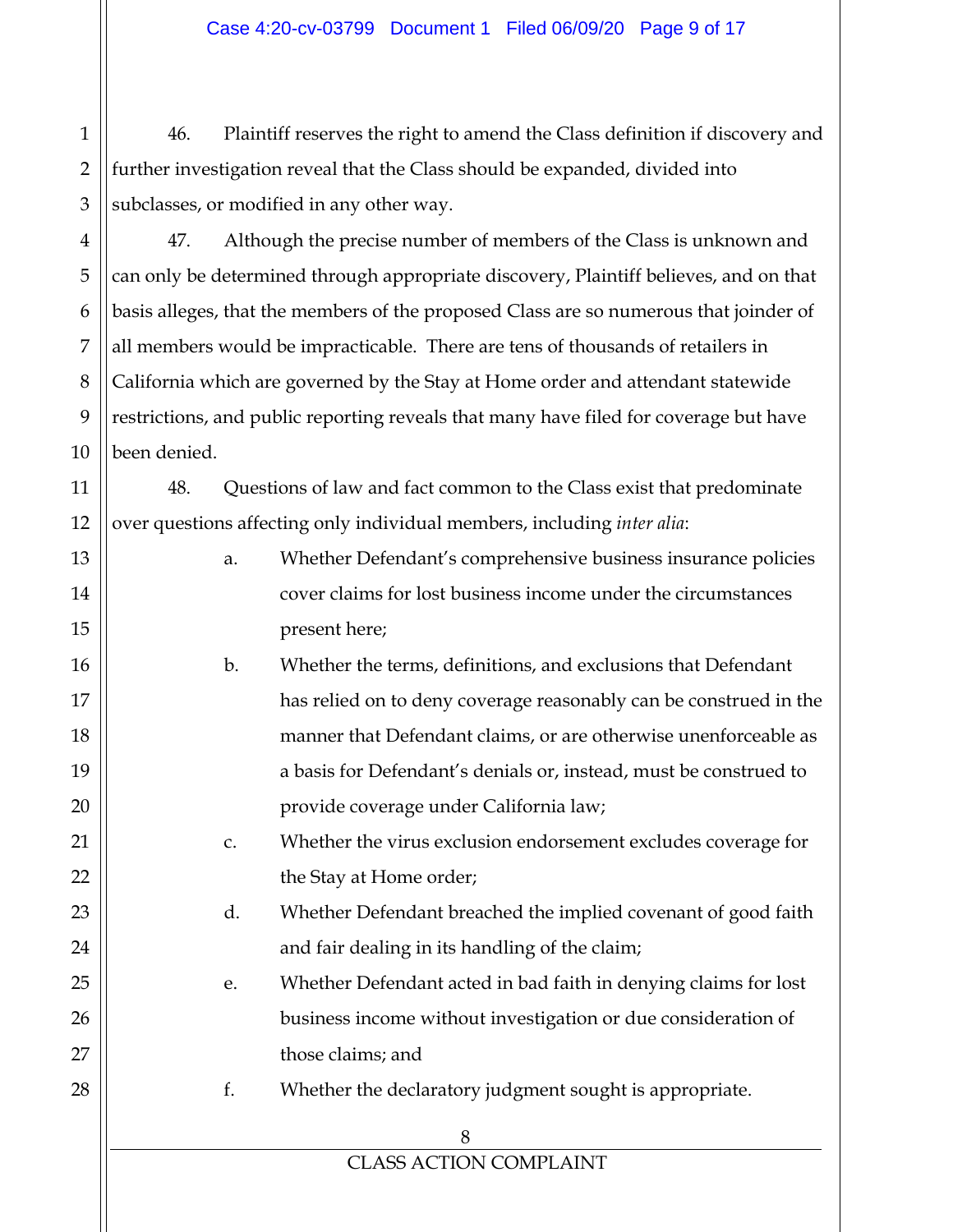46. Plaintiff reserves the right to amend the Class definition if discovery and further investigation reveal that the Class should be expanded, divided into subclasses, or modified in any other way.

47. Although the precise number of members of the Class is unknown and can only be determined through appropriate discovery, Plaintiff believes, and on that basis alleges, that the members of the proposed Class are so numerous that joinder of all members would be impracticable. There are tens of thousands of retailers in California which are governed by the Stay at Home order and attendant statewide restrictions, and public reporting reveals that many have filed for coverage but have been denied.

48. Questions of law and fact common to the Class exist that predominate over questions affecting only individual members, including *inter alia*:

a. Whether Defendant's comprehensive business insurance policies cover claims for lost business income under the circumstances present here;

b. Whether the terms, definitions, and exclusions that Defendant has relied on to deny coverage reasonably can be construed in the manner that Defendant claims, or are otherwise unenforceable as a basis for Defendant's denials or, instead, must be construed to provide coverage under California law;

c. Whether the virus exclusion endorsement excludes coverage for the Stay at Home order;

d. Whether Defendant breached the implied covenant of good faith and fair dealing in its handling of the claim;

e. Whether Defendant acted in bad faith in denying claims for lost business income without investigation or due consideration of those claims; and

f. Whether the declaratory judgment sought is appropriate.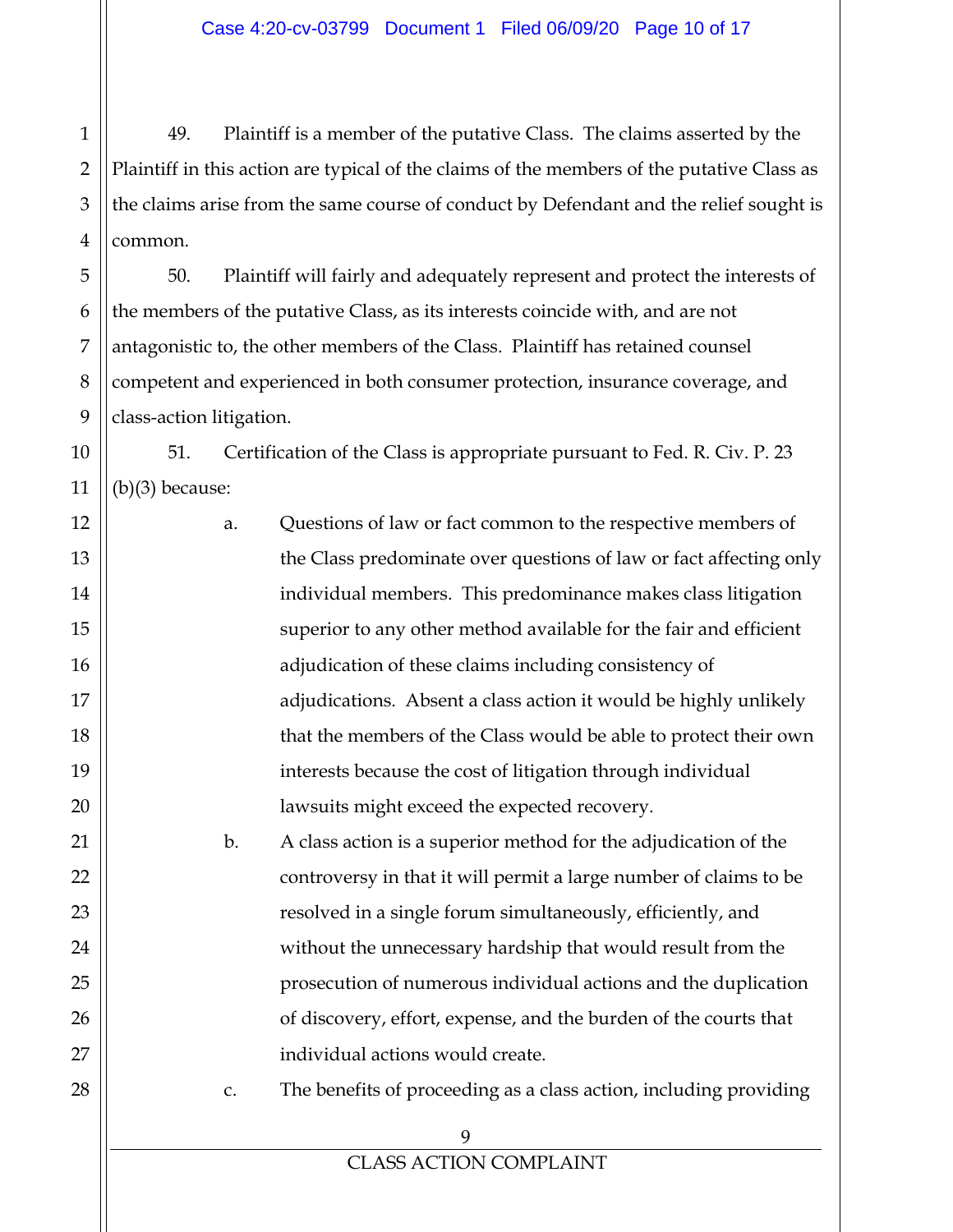49. Plaintiff is a member of the putative Class. The claims asserted by the Plaintiff in this action are typical of the claims of the members of the putative Class as the claims arise from the same course of conduct by Defendant and the relief sought is common.

50. Plaintiff will fairly and adequately represent and protect the interests of the members of the putative Class, as its interests coincide with, and are not antagonistic to, the other members of the Class. Plaintiff has retained counsel competent and experienced in both consumer protection, insurance coverage, and class-action litigation.

51. Certification of the Class is appropriate pursuant to Fed. R. Civ. P. 23 (b)(3) because:

a. Questions of law or fact common to the respective members of the Class predominate over questions of law or fact affecting only individual members. This predominance makes class litigation superior to any other method available for the fair and efficient adjudication of these claims including consistency of adjudications. Absent a class action it would be highly unlikely that the members of the Class would be able to protect their own interests because the cost of litigation through individual lawsuits might exceed the expected recovery.

b. A class action is a superior method for the adjudication of the controversy in that it will permit a large number of claims to be resolved in a single forum simultaneously, efficiently, and without the unnecessary hardship that would result from the prosecution of numerous individual actions and the duplication of discovery, effort, expense, and the burden of the courts that individual actions would create.

c. The benefits of proceeding as a class action, including providing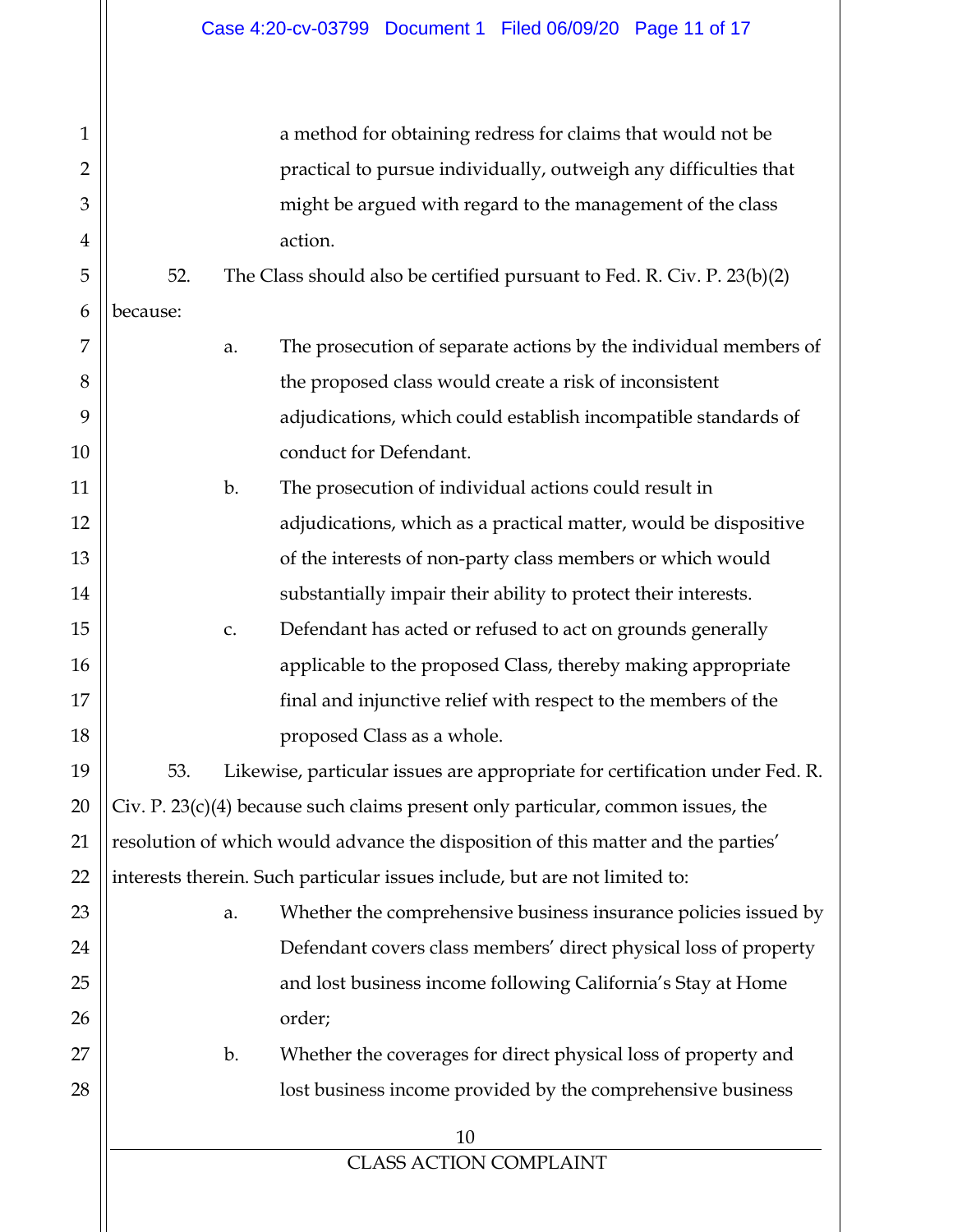a method for obtaining redress for claims that would not be practical to pursue individually, outweigh any difficulties that might be argued with regard to the management of the class action.

52. The Class should also be certified pursuant to Fed. R. Civ. P. 23(b)(2) because:

a. The prosecution of separate actions by the individual members of the proposed class would create a risk of inconsistent adjudications, which could establish incompatible standards of conduct for Defendant.

b. The prosecution of individual actions could result in adjudications, which as a practical matter, would be dispositive of the interests of non-party class members or which would substantially impair their ability to protect their interests.

c. Defendant has acted or refused to act on grounds generally applicable to the proposed Class, thereby making appropriate final and injunctive relief with respect to the members of the proposed Class as a whole.

53. Likewise, particular issues are appropriate for certification under Fed. R. Civ. P. 23(c)(4) because such claims present only particular, common issues, the resolution of which would advance the disposition of this matter and the parties' interests therein. Such particular issues include, but are not limited to:

a. Whether the comprehensive business insurance policies issued by Defendant covers class members' direct physical loss of property and lost business income following California's Stay at Home order;

b. Whether the coverages for direct physical loss of property and lost business income provided by the comprehensive business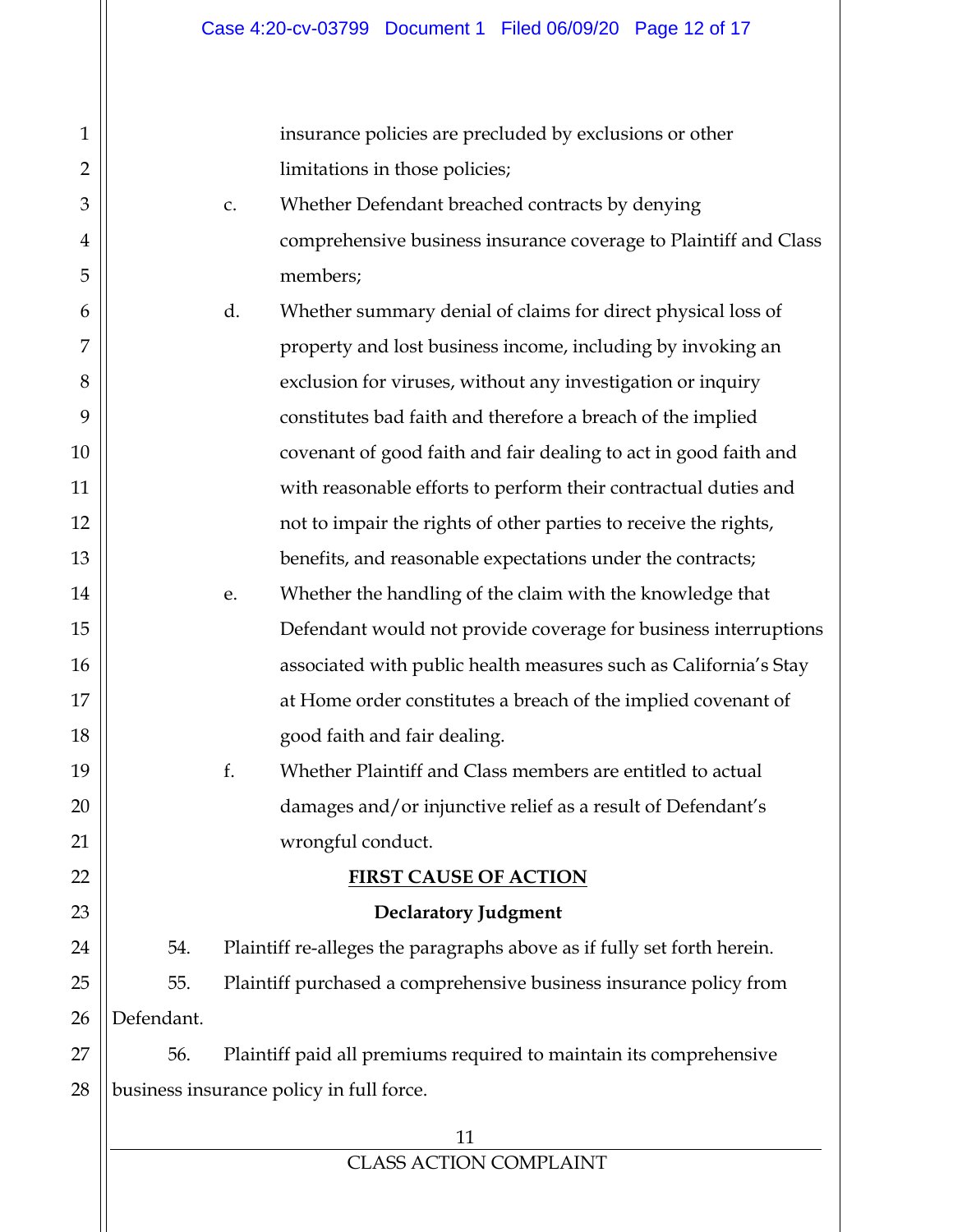insurance policies are precluded by exclusions or other limitations in those policies;

c. Whether Defendant breached contracts by denying comprehensive business insurance coverage to Plaintiff and Class members;

d. Whether summary denial of claims for direct physical loss of property and lost business income, including by invoking an exclusion for viruses, without any investigation or inquiry constitutes bad faith and therefore a breach of the implied covenant of good faith and fair dealing to act in good faith and with reasonable efforts to perform their contractual duties and not to impair the rights of other parties to receive the rights, benefits, and reasonable expectations under the contracts;

e. Whether the handling of the claim with the knowledge that Defendant would not provide coverage for business interruptions associated with public health measures such as California's Stay at Home order constitutes a breach of the implied covenant of good faith and fair dealing.

f. Whether Plaintiff and Class members are entitled to actual damages and/or injunctive relief as a result of Defendant's wrongful conduct.

## FIRST CAUSE OF ACTION

### Declaratory Judgment

54. Plaintiff re-alleges the paragraphs above as if fully set forth herein.

55. Plaintiff purchased a comprehensive business insurance policy from Defendant.

56. Plaintiff paid all premiums required to maintain its comprehensive business insurance policy in full force.

CLASS ACTION COMPLAINT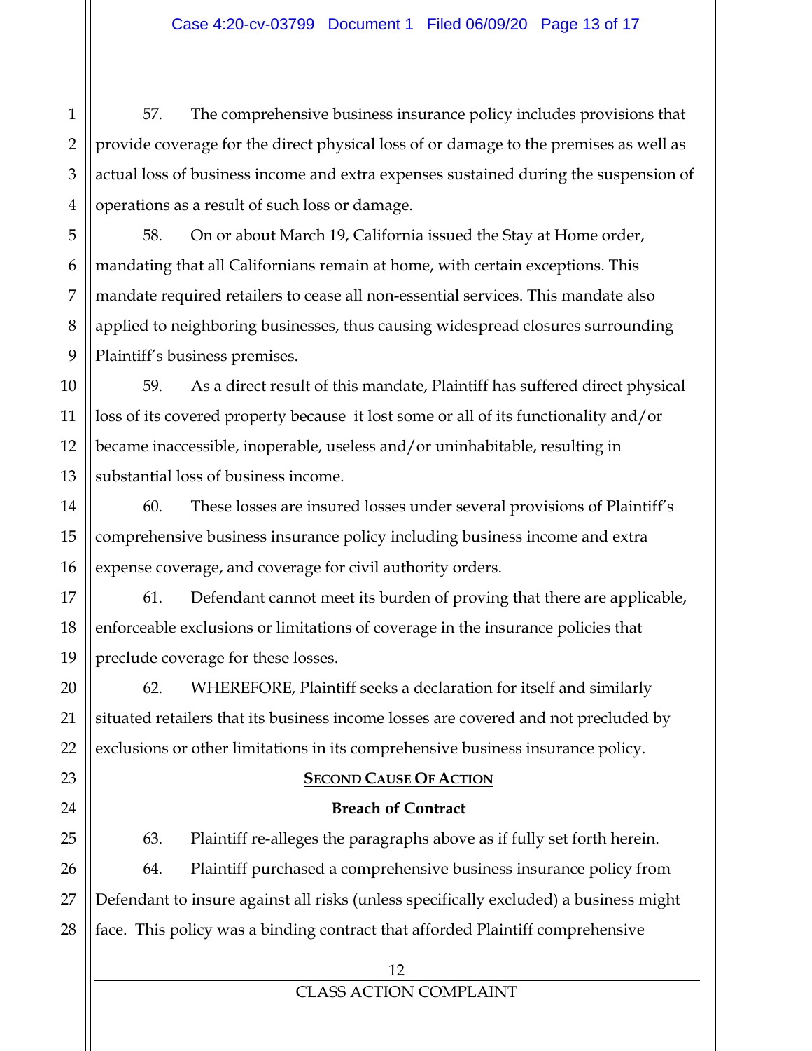57. The comprehensive business insurance policy includes provisions that provide coverage for the direct physical loss of or damage to the premises as well as actual loss of business income and extra expenses sustained during the suspension of operations as a result of such loss or damage.

58. On or about March 19, California issued the Stay at Home order, mandating that all Californians remain at home, with certain exceptions. This mandate required retailers to cease all non-essential services. This mandate also applied to neighboring businesses, thus causing widespread closures surrounding Plaintiff's business premises.

59. As a direct result of this mandate, Plaintiff has suffered direct physical loss of its covered property because it lost some or all of its functionality and/or became inaccessible, inoperable, useless and/or uninhabitable, resulting in substantial loss of business income.

60. These losses are insured losses under several provisions of Plaintiff's comprehensive business insurance policy including business income and extra expense coverage, and coverage for civil authority orders.

61. Defendant cannot meet its burden of proving that there are applicable, enforceable exclusions or limitations of coverage in the insurance policies that preclude coverage for these losses.

62. WHEREFORE, Plaintiff seeks a declaration for itself and similarly situated retailers that its business income losses are covered and not precluded by exclusions or other limitations in its comprehensive business insurance policy.

## SECOND CAUSE OF ACTION

### Breach of Contract

63. Plaintiff re-alleges the paragraphs above as if fully set forth herein.

64. Plaintiff purchased a comprehensive business insurance policy from Defendant to insure against all risks (unless specifically excluded) a business might face. This policy was a binding contract that afforded Plaintiff comprehensive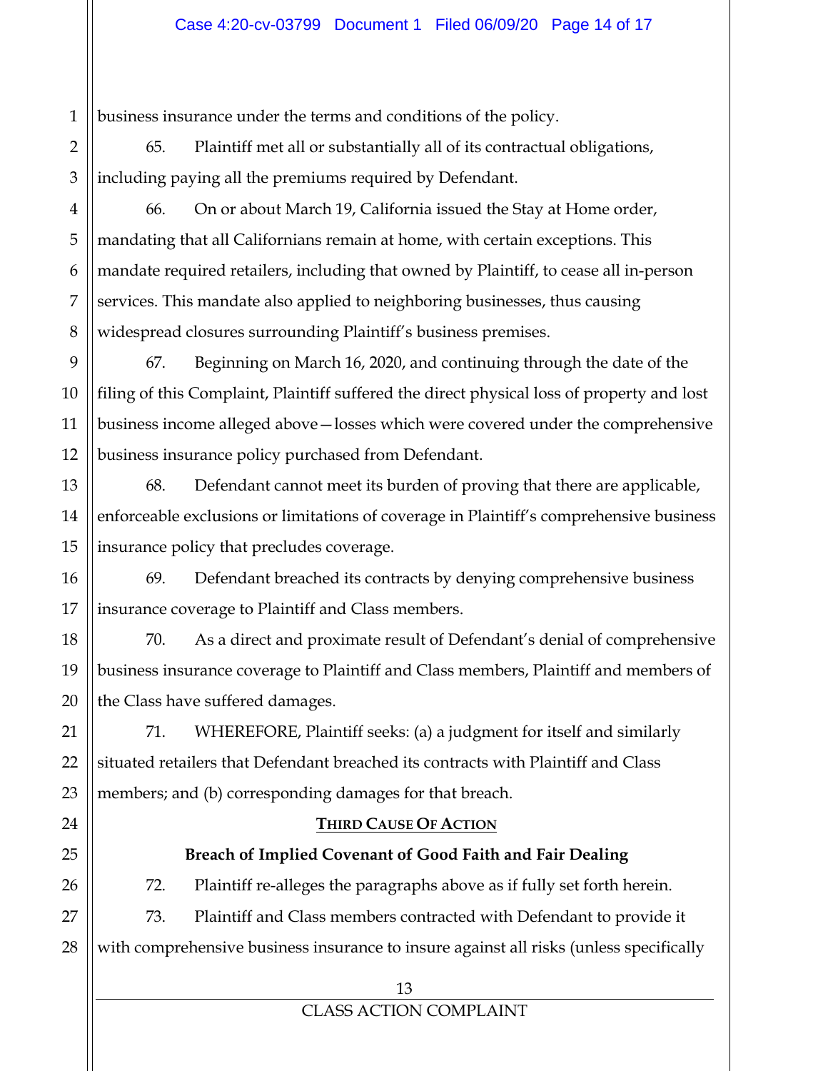business insurance under the terms and conditions of the policy.

65. Plaintiff met all or substantially all of its contractual obligations, including paying all the premiums required by Defendant.

66. On or about March 19, California issued the Stay at Home order, mandating that all Californians remain at home, with certain exceptions. This mandate required retailers, including that owned by Plaintiff, to cease all in-person services. This mandate also applied to neighboring businesses, thus causing widespread closures surrounding Plaintiff's business premises.

67. Beginning on March 16, 2020, and continuing through the date of the filing of this Complaint, Plaintiff suffered the direct physical loss of property and lost business income alleged above—losses which were covered under the comprehensive business insurance policy purchased from Defendant.

68. Defendant cannot meet its burden of proving that there are applicable, enforceable exclusions or limitations of coverage in Plaintiff's comprehensive business insurance policy that precludes coverage.

69. Defendant breached its contracts by denying comprehensive business insurance coverage to Plaintiff and Class members.

70. As a direct and proximate result of Defendant's denial of comprehensive business insurance coverage to Plaintiff and Class members, Plaintiff and members of the Class have suffered damages.

71. WHEREFORE, Plaintiff seeks: (a) a judgment for itself and similarly situated retailers that Defendant breached its contracts with Plaintiff and Class members; and (b) corresponding damages for that breach.

## THIRD CAUSE OF ACTION

### Breach of Implied Covenant of Good Faith and Fair Dealing

72. Plaintiff re-alleges the paragraphs above as if fully set forth herein.

73. Plaintiff and Class members contracted with Defendant to provide it with comprehensive business insurance to insure against all risks (unless specifically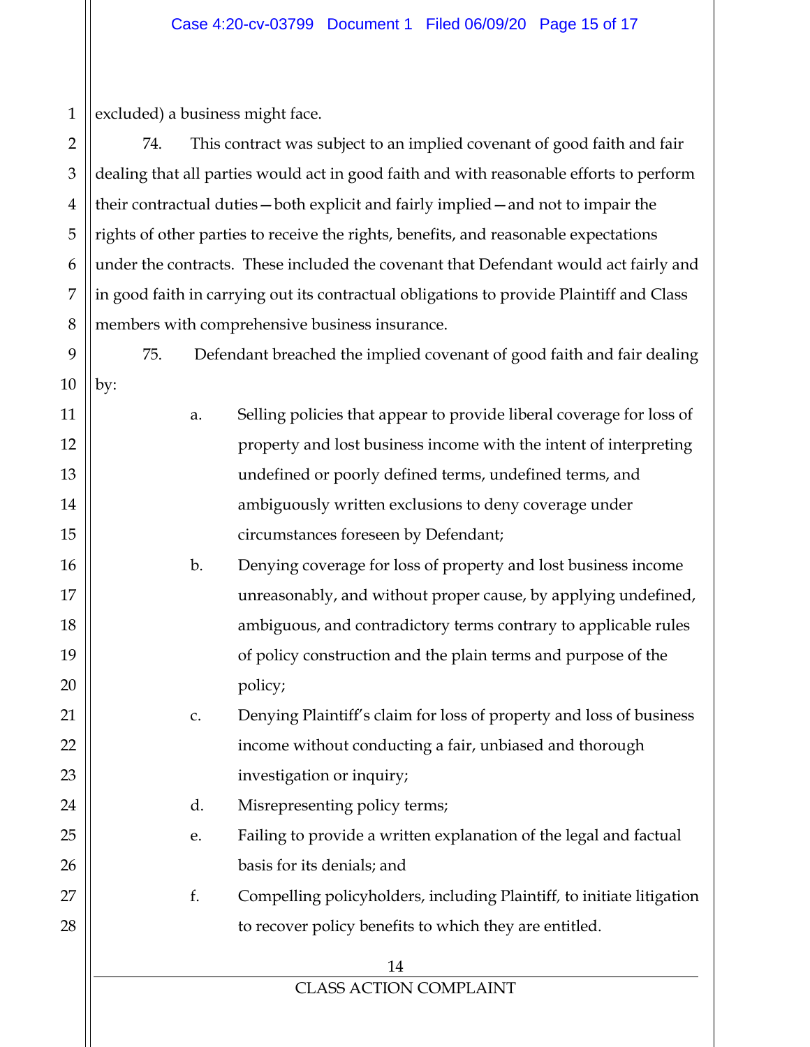excluded) a business might face.

74. This contract was subject to an implied covenant of good faith and fair dealing that all parties would act in good faith and with reasonable efforts to perform their contractual duties—both explicit and fairly implied—and not to impair the rights of other parties to receive the rights, benefits, and reasonable expectations under the contracts. These included the covenant that Defendant would act fairly and in good faith in carrying out its contractual obligations to provide Plaintiff and Class members with comprehensive business insurance.

75. Defendant breached the implied covenant of good faith and fair dealing by:

a. Selling policies that appear to provide liberal coverage for loss of property and lost business income with the intent of interpreting undefined or poorly defined terms, undefined terms, and ambiguously written exclusions to deny coverage under circumstances foreseen by Defendant;

b. Denying coverage for loss of property and lost business income unreasonably, and without proper cause, by applying undefined, ambiguous, and contradictory terms contrary to applicable rules of policy construction and the plain terms and purpose of the policy;

c. Denying Plaintiff's claim for loss of property and loss of business income without conducting a fair, unbiased and thorough investigation or inquiry;

d. Misrepresenting policy terms;

e. Failing to provide a written explanation of the legal and factual basis for its denials; and

f. Compelling policyholders, including Plaintiff, to initiate litigation to recover policy benefits to which they are entitled.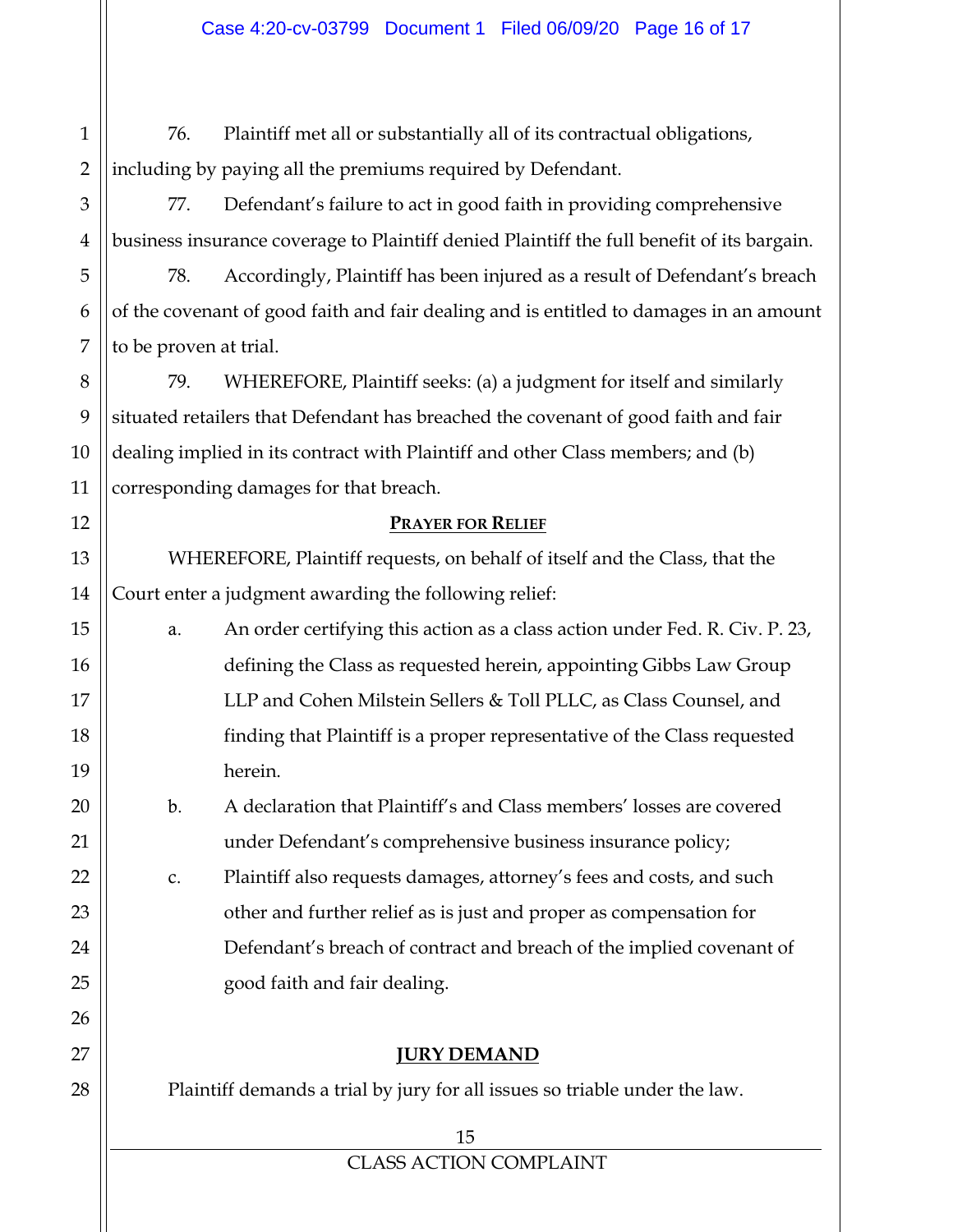76. Plaintiff met all or substantially all of its contractual obligations, including by paying all the premiums required by Defendant.

77. Defendant's failure to act in good faith in providing comprehensive business insurance coverage to Plaintiff denied Plaintiff the full benefit of its bargain.

78. Accordingly, Plaintiff has been injured as a result of Defendant's breach of the covenant of good faith and fair dealing and is entitled to damages in an amount to be proven at trial.

79. WHEREFORE, Plaintiff seeks: (a) a judgment for itself and similarly situated retailers that Defendant has breached the covenant of good faith and fair dealing implied in its contract with Plaintiff and other Class members; and (b) corresponding damages for that breach.

## PRAYER FOR RELIEF

WHEREFORE, Plaintiff requests, on behalf of itself and the Class, that the Court enter a judgment awarding the following relief:

a. An order certifying this action as a class action under Fed. R. Civ. P. 23, defining the Class as requested herein, appointing Gibbs Law Group LLP and Cohen Milstein Sellers & Toll PLLC, as Class Counsel, and finding that Plaintiff is a proper representative of the Class requested herein.

b. A declaration that Plaintiff's and Class members' losses are covered under Defendant's comprehensive business insurance policy;

c. Plaintiff also requests damages, attorney's fees and costs, and such other and further relief as is just and proper as compensation for Defendant's breach of contract and breach of the implied covenant of good faith and fair dealing.

## JURY DEMAND

Plaintiff demands a trial by jury for all issues so triable under the law.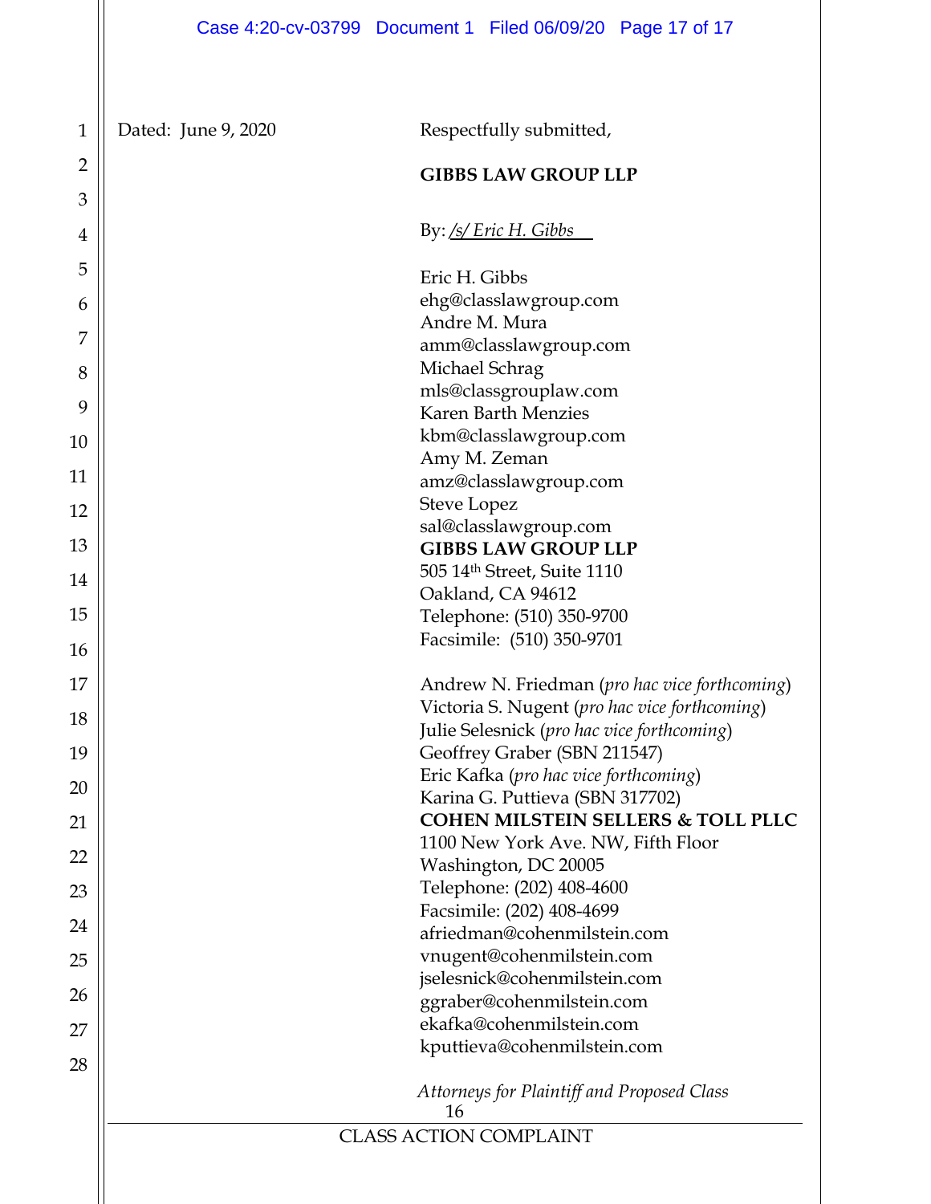Dated: June 9, 2020

Respectfully submitted,

**GIBBS LAW GROUP LLP**

By: */s/ Eric H. Gibbs*

Eric H. Gibbs
ehg@classlawgroup.com
Andre M. Mura
amm@classlawgroup.com
Michael Schrag
mls@classgrouplaw.com
Karen Barth Menzies
kbm@classlawgroup.com
Amy M. Zeman
amz@classlawgroup.com
Steve Lopez
sal@classlawgroup.com
**GIBBS LAW GROUP LLP**
505 14th Street, Suite 1110
Oakland, CA 94612
Telephone: (510) 350-9700
Facsimile: (510) 350-9701

Andrew N. Friedman (*pro hac vice forthcoming*)
Victoria S. Nugent (*pro hac vice forthcoming*)
Julie Selesnick (*pro hac vice forthcoming*)
Geoffrey Graber (SBN 211547)
Eric Kafka (*pro hac vice forthcoming*)
Karina G. Puttieva (SBN 317702)
**COHEN MILSTEIN SELLERS & TOLL PLLC**
1100 New York Ave. NW, Fifth Floor
Washington, DC 20005
Telephone: (202) 408-4600
Facsimile: (202) 408-4699
afriedman@cohenmilstein.com
vnugent@cohenmilstein.com
jselesnick@cohenmilstein.com
ggraber@cohenmilstein.com
ekafka@cohenmilstein.com
kputtieva@cohenmilstein.com

*Attorneys for Plaintiff and Proposed Class*